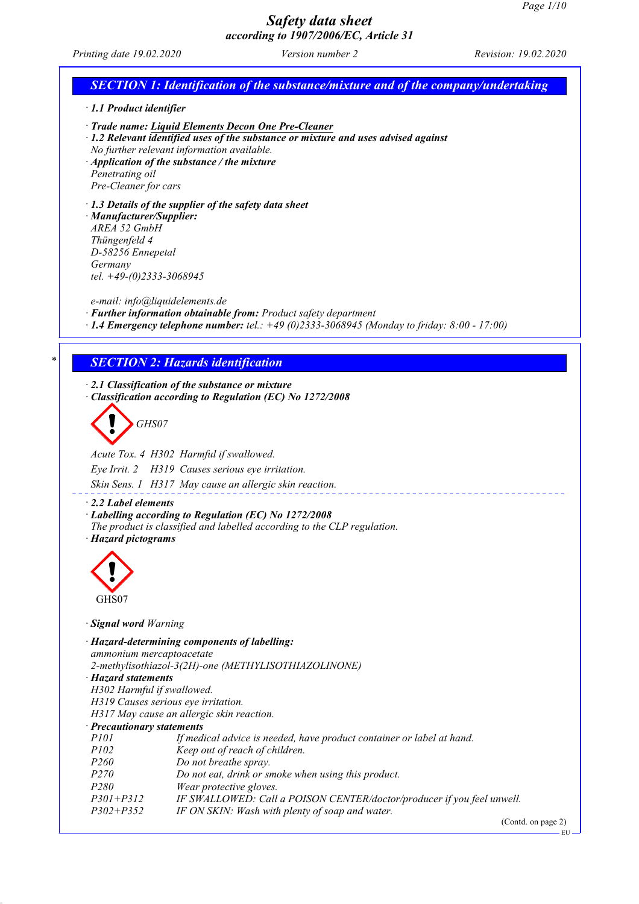# Safety data sheet
## according to 1907/2006/EC, Article 31

Printing date 19.02.2020 | Version number 2 | Revision: 19.02.2020

## SECTION 1: Identification of the substance/mixture and of the company/undertaking

· **1.1 Product identifier**

· **Trade name: Liquid Elements Decon One Pre-Cleaner**

· **1.2 Relevant identified uses of the substance or mixture and uses advised against**
No further relevant information available.

· **Application of the substance / the mixture**
Penetrating oil
Pre-Cleaner for cars

· **1.3 Details of the supplier of the safety data sheet**

· **Manufacturer/Supplier:**
AREA 52 GmbH
Thüngenfeld 4
D-58256 Ennepetal
Germany
tel. +49-(0)2333-3068945

e-mail: info@liquidelements.de

· **Further information obtainable from:** Product safety department

· **1.4 Emergency telephone number:** tel.: +49 (0)2333-3068945 (Monday to friday: 8:00 - 17:00)

## SECTION 2: Hazards identification

· **2.1 Classification of the substance or mixture**

· **Classification according to Regulation (EC) No 1272/2008**

GHS07

Acute Tox. 4 H302 Harmful if swallowed.

Eye Irrit. 2 H319 Causes serious eye irritation.

Skin Sens. 1 H317 May cause an allergic skin reaction.

· **2.2 Label elements**

· **Labelling according to Regulation (EC) No 1272/2008**
The product is classified and labelled according to the CLP regulation.

· **Hazard pictograms**

GHS07

· **Signal word** Warning

· **Hazard-determining components of labelling:**
ammonium mercaptoacetate
2-methylisothiazol-3(2H)-one (METHYLISOTHIAZOLINONE)

· **Hazard statements**
H302 Harmful if swallowed.
H319 Causes serious eye irritation.
H317 May cause an allergic skin reaction.

· **Precautionary statements**

| | |
|---|---|
| P101 | If medical advice is needed, have product container or label at hand. |
| P102 | Keep out of reach of children. |
| P260 | Do not breathe spray. |
| P270 | Do not eat, drink or smoke when using this product. |
| P280 | Wear protective gloves. |
| P301+P312 | IF SWALLOWED: Call a POISON CENTER/doctor/producer if you feel unwell. |
| P302+P352 | IF ON SKIN: Wash with plenty of soap and water. |

(Contd. on page 2)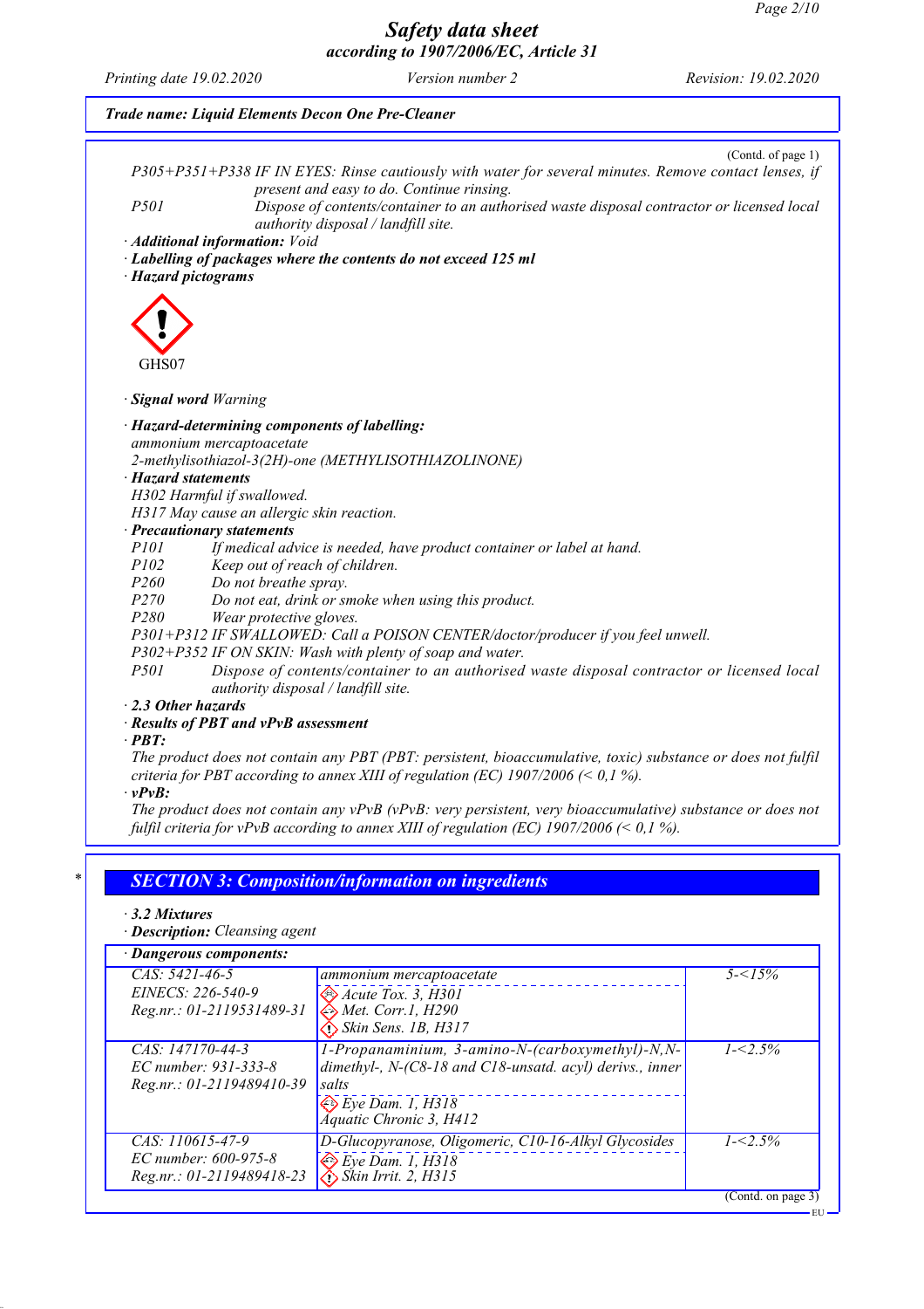(Contd. of page 1)

P305+P351+P338 IF IN EYES: Rinse cautiously with water for several minutes. Remove contact lenses, if present and easy to do. Continue rinsing.

P501 Dispose of contents/container to an authorised waste disposal contractor or licensed local authority disposal / landfill site.

· **Additional information:** Void

· **Labelling of packages where the contents do not exceed 125 ml**

· **Hazard pictograms**

GHS07

· **Signal word** Warning

· **Hazard-determining components of labelling:**

ammonium mercaptoacetate

2-methylisothiazol-3(2H)-one (METHYLISOTHIAZOLINONE)

· **Hazard statements**

H302 Harmful if swallowed.

H317 May cause an allergic skin reaction.

· **Precautionary statements**

P101 If medical advice is needed, have product container or label at hand.

P102 Keep out of reach of children.

P260 Do not breathe spray.

P270 Do not eat, drink or smoke when using this product.

P280 Wear protective gloves.

P301+P312 IF SWALLOWED: Call a POISON CENTER/doctor/producer if you feel unwell.

P302+P352 IF ON SKIN: Wash with plenty of soap and water.

P501 Dispose of contents/container to an authorised waste disposal contractor or licensed local authority disposal / landfill site.

· **2.3 Other hazards**

· **Results of PBT and vPvB assessment**

· **PBT:**

The product does not contain any PBT (PBT: persistent, bioaccumulative, toxic) substance or does not fulfil criteria for PBT according to annex XIII of regulation (EC) 1907/2006 (< 0,1 %).

· **vPvB:**

The product does not contain any vPvB (vPvB: very persistent, very bioaccumulative) substance or does not fulfil criteria for vPvB according to annex XIII of regulation (EC) 1907/2006 (< 0,1 %).

## SECTION 3: Composition/information on ingredients

· **3.2 Mixtures**

· **Description:** Cleansing agent

· **Dangerous components:**

| | | |
|---|---|---|
| CAS: 5421-46-5<br>EINECS: 226-540-9<br>Reg.nr.: 01-2119531489-31 | ammonium mercaptoacetate<br>Acute Tox. 3, H301<br>Met. Corr.1, H290<br>Skin Sens. 1B, H317 | 5-<15% |
| CAS: 147170-44-3<br>EC number: 931-333-8<br>Reg.nr.: 01-2119489410-39 | 1-Propanaminium, 3-amino-N-(carboxymethyl)-N,N-dimethyl-, N-(C8-18 and C18-unsatd. acyl) derivs., inner salts<br>Eye Dam. 1, H318<br>Aquatic Chronic 3, H412 | 1-<2.5% |
| CAS: 110615-47-9<br>EC number: 600-975-8<br>Reg.nr.: 01-2119489418-23 | D-Glucopyranose, Oligomeric, C10-16-Alkyl Glycosides<br>Eye Dam. 1, H318<br>Skin Irrit. 2, H315 | 1-<2.5% |

(Contd. on page 3)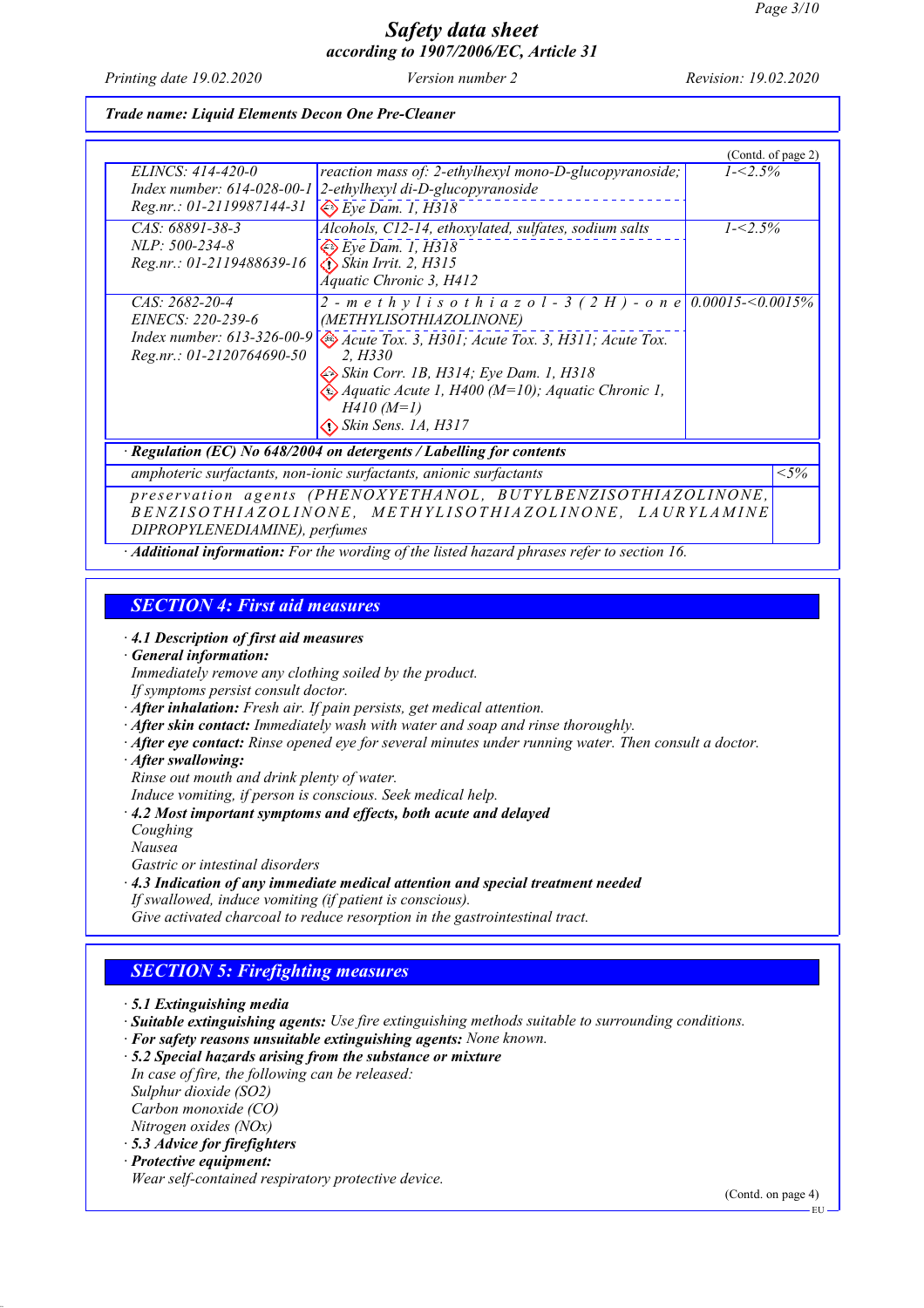**Trade name: Liquid Elements Decon One Pre-Cleaner**

(Contd. of page 2)

| | | |
|---|---|---|
| ELINCS: 414-420-0<br>Index number: 614-028-00-1<br>Reg.nr.: 01-2119987144-31 | reaction mass of: 2-ethylhexyl mono-D-glucopyranoside; 2-ethylhexyl di-D-glucopyranoside<br>Eye Dam. 1, H318 | 1-<2.5% |
| CAS: 68891-38-3<br>NLP: 500-234-8<br>Reg.nr.: 01-2119488639-16 | Alcohols, C12-14, ethoxylated, sulfates, sodium salts<br>Eye Dam. 1, H318<br>Skin Irrit. 2, H315<br>Aquatic Chronic 3, H412 | 1-<2.5% |
| CAS: 2682-20-4<br>EINECS: 220-239-6<br>Index number: 613-326-00-9<br>Reg.nr.: 01-2120764690-50 | 2-methylisothiazol-3(2H)-one (METHYLISOTHIAZOLINONE)<br>Acute Tox. 3, H301; Acute Tox. 3, H311; Acute Tox. 2, H330<br>Skin Corr. 1B, H314; Eye Dam. 1, H318<br>Aquatic Acute 1, H400 (M=10); Aquatic Chronic 1, H410 (M=1)<br>Skin Sens. 1A, H317 | 0.00015-<0.0015% |

· **Regulation (EC) No 648/2004 on detergents / Labelling for contents**

| | |
|---|---|
| amphoteric surfactants, non-ionic surfactants, anionic surfactants | <5% |
| preservation agents (PHENOXYETHANOL, BUTYLBENZISOTHIAZOLINONE, BENZISOTHIAZOLINONE, METHYLISOTHIAZOLINONE, LAURYLAMINE DIPROPYLENEDIAMINE), perfumes | |

· **Additional information:** For the wording of the listed hazard phrases refer to section 16.

## SECTION 4: First aid measures

· **4.1 Description of first aid measures**
· **General information:**
Immediately remove any clothing soiled by the product.
If symptoms persist consult doctor.
· **After inhalation:** Fresh air. If pain persists, get medical attention.
· **After skin contact:** Immediately wash with water and soap and rinse thoroughly.
· **After eye contact:** Rinse opened eye for several minutes under running water. Then consult a doctor.
· **After swallowing:**
Rinse out mouth and drink plenty of water.
Induce vomiting, if person is conscious. Seek medical help.
· **4.2 Most important symptoms and effects, both acute and delayed**
Coughing
Nausea
Gastric or intestinal disorders
· **4.3 Indication of any immediate medical attention and special treatment needed**
If swallowed, induce vomiting (if patient is conscious).
Give activated charcoal to reduce resorption in the gastrointestinal tract.

## SECTION 5: Firefighting measures

· **5.1 Extinguishing media**
· **Suitable extinguishing agents:** Use fire extinguishing methods suitable to surrounding conditions.
· **For safety reasons unsuitable extinguishing agents:** None known.
· **5.2 Special hazards arising from the substance or mixture**
In case of fire, the following can be released:
Sulphur dioxide ($SO_2$)
Carbon monoxide (CO)
Nitrogen oxides ($NO_x$)
· **5.3 Advice for firefighters**
· **Protective equipment:**
Wear self-contained respiratory protective device.

(Contd. on page 4)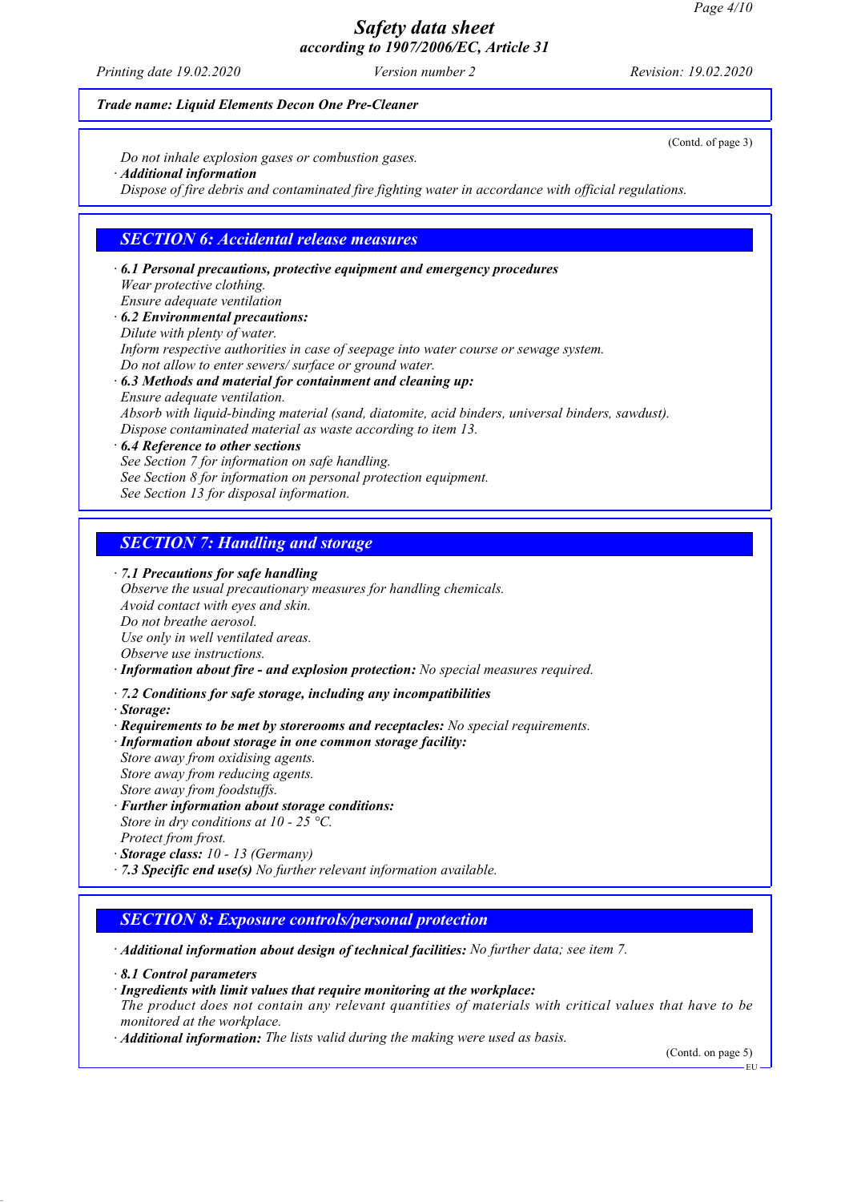*Trade name: Liquid Elements Decon One Pre-Cleaner*

(Contd. of page 3)

*Do not inhale explosion gases or combustion gases.*

· ***Additional information***

*Dispose of fire debris and contaminated fire fighting water in accordance with official regulations.*

## *SECTION 6: Accidental release measures*

· ***6.1 Personal precautions, protective equipment and emergency procedures***

*Wear protective clothing.*

*Ensure adequate ventilation*

· ***6.2 Environmental precautions:***

*Dilute with plenty of water.*

*Inform respective authorities in case of seepage into water course or sewage system.*

*Do not allow to enter sewers/ surface or ground water.*

· ***6.3 Methods and material for containment and cleaning up:***

*Ensure adequate ventilation.*

*Absorb with liquid-binding material (sand, diatomite, acid binders, universal binders, sawdust).*

*Dispose contaminated material as waste according to item 13.*

· ***6.4 Reference to other sections***

*See Section 7 for information on safe handling.*

*See Section 8 for information on personal protection equipment.*

*See Section 13 for disposal information.*

## *SECTION 7: Handling and storage*

· ***7.1 Precautions for safe handling***

*Observe the usual precautionary measures for handling chemicals.*

*Avoid contact with eyes and skin.*

*Do not breathe aerosol.*

*Use only in well ventilated areas.*

*Observe use instructions.*

· ***Information about fire - and explosion protection:*** *No special measures required.*

· ***7.2 Conditions for safe storage, including any incompatibilities***

· ***Storage:***

· ***Requirements to be met by storerooms and receptacles:*** *No special requirements.*

· ***Information about storage in one common storage facility:***

*Store away from oxidising agents.*

*Store away from reducing agents.*

*Store away from foodstuffs.*

· ***Further information about storage conditions:***

*Store in dry conditions at 10 - 25 °C.*

*Protect from frost.*

· ***Storage class:*** *10 - 13 (Germany)*

· ***7.3 Specific end use(s)*** *No further relevant information available.*

## *SECTION 8: Exposure controls/personal protection*

· ***Additional information about design of technical facilities:*** *No further data; see item 7.*

· ***8.1 Control parameters***

· ***Ingredients with limit values that require monitoring at the workplace:***

*The product does not contain any relevant quantities of materials with critical values that have to be monitored at the workplace.*

· ***Additional information:*** *The lists valid during the making were used as basis.*

(Contd. on page 5)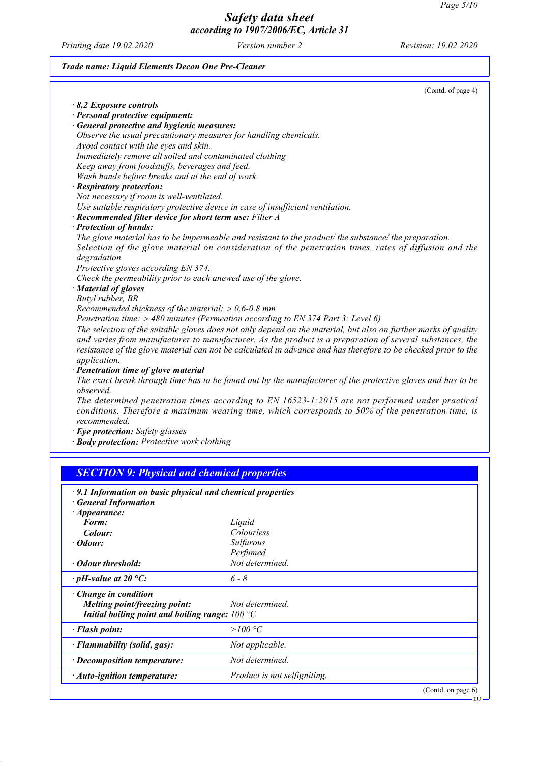Trade name: Liquid Elements Decon One Pre-Cleaner

(Contd. of page 4)

· **8.2 Exposure controls**
· **Personal protective equipment:**
· **General protective and hygienic measures:**
Observe the usual precautionary measures for handling chemicals.
Avoid contact with the eyes and skin.
Immediately remove all soiled and contaminated clothing
Keep away from foodstuffs, beverages and feed.
Wash hands before breaks and at the end of work.
· **Respiratory protection:**
Not necessary if room is well-ventilated.
Use suitable respiratory protective device in case of insufficient ventilation.
· **Recommended filter device for short term use:** Filter A
· **Protection of hands:**
The glove material has to be impermeable and resistant to the product/ the substance/ the preparation.
Selection of the glove material on consideration of the penetration times, rates of diffusion and the degradation
Protective gloves according EN 374.
Check the permeability prior to each anewed use of the glove.
· **Material of gloves**
Butyl rubber, BR
Recommended thickness of the material: ≥ 0.6-0.8 mm
Penetration time: ≥ 480 minutes (Permeation according to EN 374 Part 3: Level 6)
The selection of the suitable gloves does not only depend on the material, but also on further marks of quality and varies from manufacturer to manufacturer. As the product is a preparation of several substances, the resistance of the glove material can not be calculated in advance and has therefore to be checked prior to the application.
· **Penetration time of glove material**
The exact break through time has to be found out by the manufacturer of the protective gloves and has to be observed.
The determined penetration times according to EN 16523-1:2015 are not performed under practical conditions. Therefore a maximum wearing time, which corresponds to 50% of the penetration time, is recommended.
· **Eye protection:** Safety glasses
· **Body protection:** Protective work clothing

## SECTION 9: Physical and chemical properties

| · **9.1 Information on basic physical and chemical properties** | |
|---|---|
| · **General Information** | |
| · **Appearance:** | |
| **Form:** | Liquid |
| **Colour:** | Colourless |
| · **Odour:** | Sulfurous<br>Perfumed |
| · **Odour threshold:** | Not determined. |
| · **pH-value at 20 °C:** | 6 - 8 |
| · **Change in condition** | |
| **Melting point/freezing point:** | Not determined. |
| **Initial boiling point and boiling range:** | 100 °C |
| · **Flash point:** | >100 °C |
| · **Flammability (solid, gas):** | Not applicable. |
| · **Decomposition temperature:** | Not determined. |
| · **Auto-ignition temperature:** | Product is not selfigniting. |

(Contd. on page 6)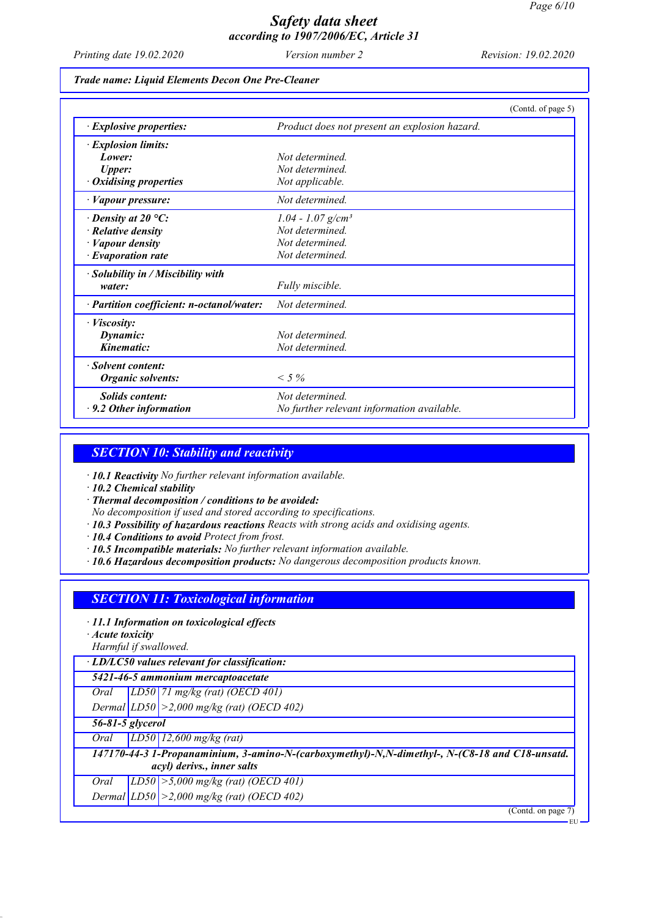*Trade name: Liquid Elements Decon One Pre-Cleaner*

(Contd. of page 5)

| | |
|---|---|
| · **Explosive properties:** | *Product does not present an explosion hazard.* |
| · **Explosion limits:** | |
| **Lower:** | *Not determined.* |
| **Upper:** | *Not determined.* |
| · **Oxidising properties** | *Not applicable.* |
| · **Vapour pressure:** | *Not determined.* |
| · **Density at 20 °C:** | *1.04 - 1.07 g/cm³* |
| · **Relative density** | *Not determined.* |
| · **Vapour density** | *Not determined.* |
| · **Evaporation rate** | *Not determined.* |
| · **Solubility in / Miscibility with water:** | *Fully miscible.* |
| · **Partition coefficient: n-octanol/water:** | *Not determined.* |
| · **Viscosity:** | |
| **Dynamic:** | *Not determined.* |
| **Kinematic:** | *Not determined.* |
| · **Solvent content:** | |
| **Organic solvents:** | *< 5 %* |
| **Solids content:** | *Not determined.* |
| · **9.2 Other information** | *No further relevant information available.* |

## SECTION 10: Stability and reactivity

· **10.1 Reactivity** *No further relevant information available.*
· **10.2 Chemical stability**
· **Thermal decomposition / conditions to be avoided:**
*No decomposition if used and stored according to specifications.*
· **10.3 Possibility of hazardous reactions** *Reacts with strong acids and oxidising agents.*
· **10.4 Conditions to avoid** *Protect from frost.*
· **10.5 Incompatible materials:** *No further relevant information available.*
· **10.6 Hazardous decomposition products:** *No dangerous decomposition products known.*

## SECTION 11: Toxicological information

· **11.1 Information on toxicological effects**
· **Acute toxicity**
*Harmful if swallowed.*

| · **LD/LC50 values relevant for classification:** | | |
|---|---|---|
| **5421-46-5 ammonium mercaptoacetate** | | |
| *Oral* | *LD50* | *71 mg/kg (rat) (OECD 401)* |
| *Dermal* | *LD50* | *>2,000 mg/kg (rat) (OECD 402)* |
| **56-81-5 glycerol** | | |
| *Oral* | *LD50* | *12,600 mg/kg (rat)* |
| **147170-44-3 1-Propanaminium, 3-amino-N-(carboxymethyl)-N,N-dimethyl-, N-(C8-18 and C18-unsatd. acyl) derivs., inner salts** | | |
| *Oral* | *LD50* | *>5,000 mg/kg (rat) (OECD 401)* |
| *Dermal* | *LD50* | *>2,000 mg/kg (rat) (OECD 402)* |

(Contd. on page 7)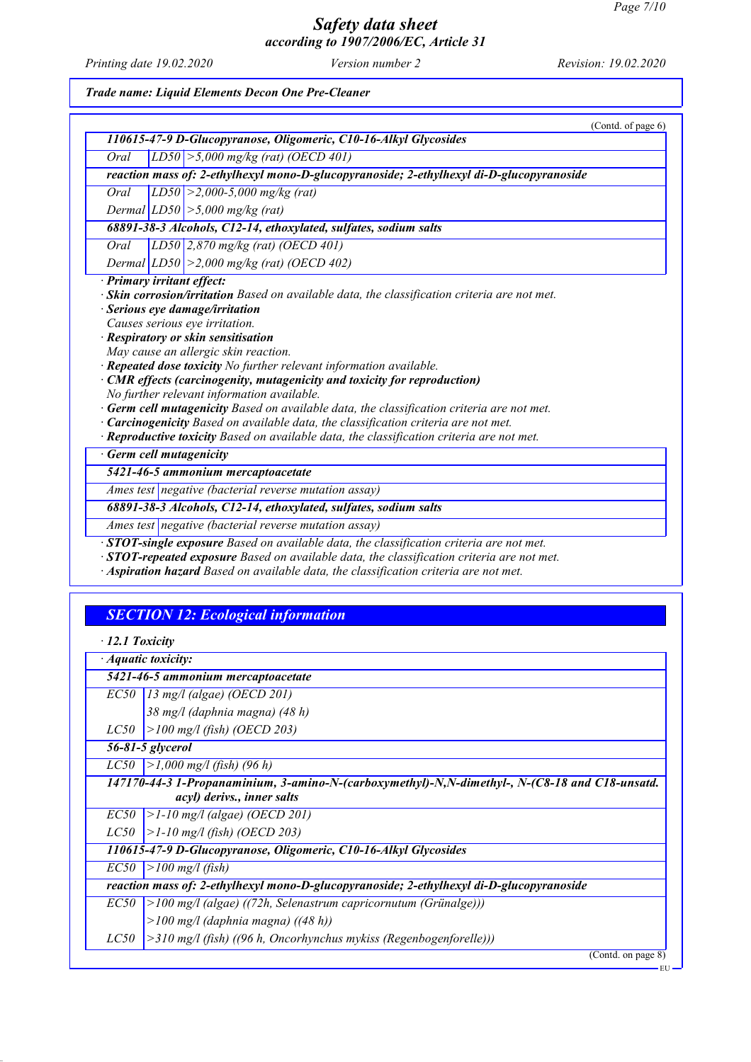*Safety data sheet*
*according to 1907/2006/EC, Article 31*

Printing date 19.02.2020 | Version number 2 | Revision: 19.02.2020

**Trade name: Liquid Elements Decon One Pre-Cleaner**

(Contd. of page 6)

| | | |
|---|---|---|
| **110615-47-9 D-Glucopyranose, Oligomeric, C10-16-Alkyl Glycosides** | | |
| Oral | LD50 | >5,000 mg/kg (rat) (OECD 401) |
| **reaction mass of: 2-ethylhexyl mono-D-glucopyranoside; 2-ethylhexyl di-D-glucopyranoside** | | |
| Oral | LD50 | >2,000-5,000 mg/kg (rat) |
| Dermal | LD50 | >5,000 mg/kg (rat) |
| **68891-38-3 Alcohols, C12-14, ethoxylated, sulfates, sodium salts** | | |
| Oral | LD50 | 2,870 mg/kg (rat) (OECD 401) |
| Dermal | LD50 | >2,000 mg/kg (rat) (OECD 402) |

· **Primary irritant effect:**
· **Skin corrosion/irritation** Based on available data, the classification criteria are not met.
· **Serious eye damage/irritation**
Causes serious eye irritation.
· **Respiratory or skin sensitisation**
May cause an allergic skin reaction.
· **Repeated dose toxicity** No further relevant information available.
· **CMR effects (carcinogenity, mutagenicity and toxicity for reproduction)**
No further relevant information available.
· **Germ cell mutagenicity** Based on available data, the classification criteria are not met.
· **Carcinogenicity** Based on available data, the classification criteria are not met.
· **Reproductive toxicity** Based on available data, the classification criteria are not met.

| · Germ cell mutagenicity | |
|---|---|
| **5421-46-5 ammonium mercaptoacetate** | |
| Ames test | negative (bacterial reverse mutation assay) |
| **68891-38-3 Alcohols, C12-14, ethoxylated, sulfates, sodium salts** | |
| Ames test | negative (bacterial reverse mutation assay) |

· **STOT-single exposure** Based on available data, the classification criteria are not met.
· **STOT-repeated exposure** Based on available data, the classification criteria are not met.
· **Aspiration hazard** Based on available data, the classification criteria are not met.

## SECTION 12: Ecological information

· **12.1 Toxicity**

| · Aquatic toxicity: | |
|---|---|
| **5421-46-5 ammonium mercaptoacetate** | |
| EC50 | 13 mg/l (algae) (OECD 201) |
| | 38 mg/l (daphnia magna) (48 h) |
| LC50 | >100 mg/l (fish) (OECD 203) |
| **56-81-5 glycerol** | |
| LC50 | >1,000 mg/l (fish) (96 h) |
| **147170-44-3 1-Propanaminium, 3-amino-N-(carboxymethyl)-N,N-dimethyl-, N-(C8-18 and C18-unsatd. acyl) derivs., inner salts** | |
| EC50 | >1-10 mg/l (algae) (OECD 201) |
| LC50 | >1-10 mg/l (fish) (OECD 203) |
| **110615-47-9 D-Glucopyranose, Oligomeric, C10-16-Alkyl Glycosides** | |
| EC50 | >100 mg/l (fish) |
| **reaction mass of: 2-ethylhexyl mono-D-glucopyranoside; 2-ethylhexyl di-D-glucopyranoside** | |
| EC50 | >100 mg/l (algae) ((72h, Selenastrum capricornutum (Grünalge))) |
| | >100 mg/l (daphnia magna) ((48 h)) |
| LC50 | >310 mg/l (fish) ((96 h, Oncorhynchus mykiss (Regenbogenforelle))) |

(Contd. on page 8)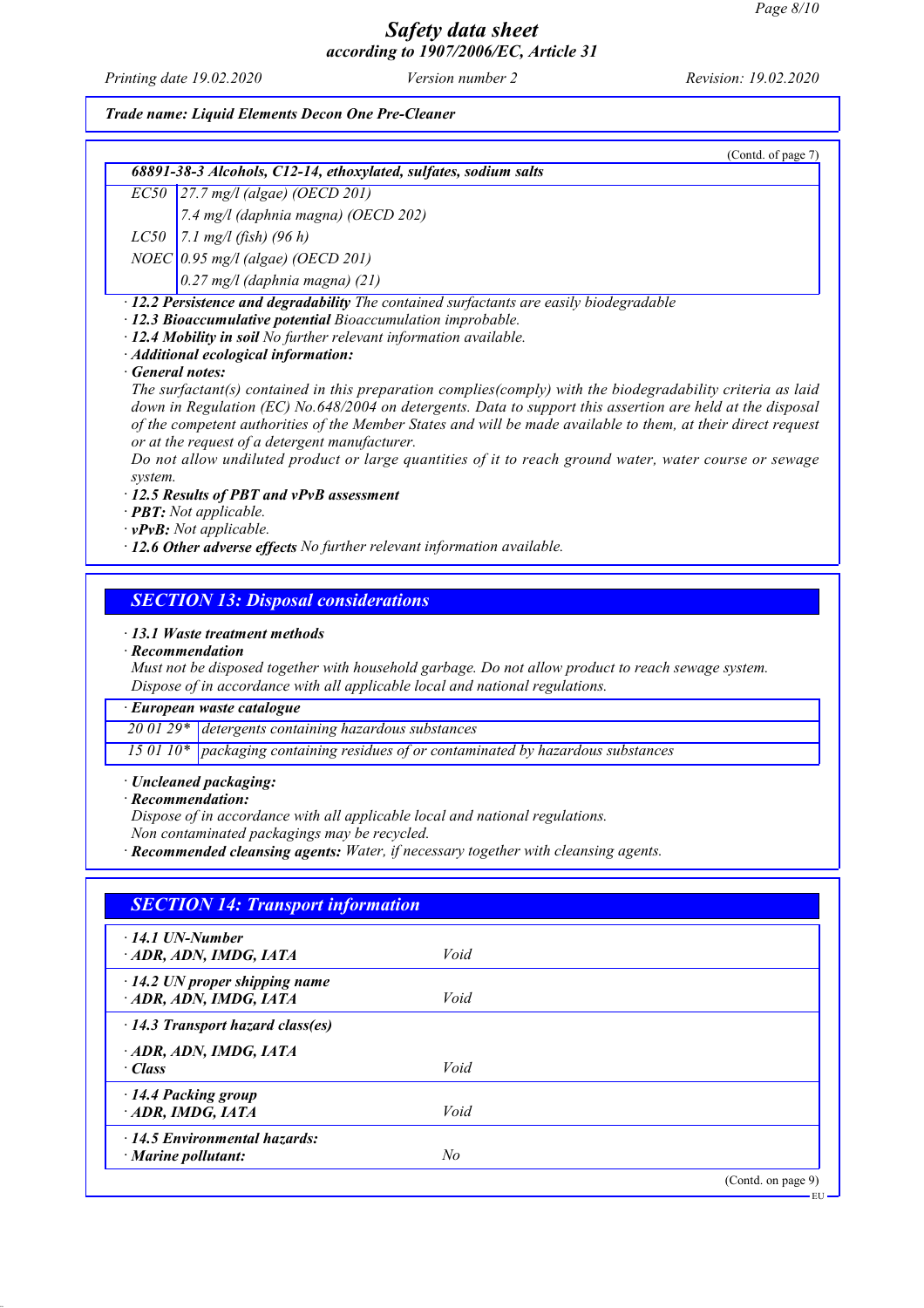(Contd. of page 7)

| 68891-38-3 Alcohols, C12-14, ethoxylated, sulfates, sodium salts | |
|---|---|
| EC50 | 27.7 mg/l (algae) (OECD 201) |
| | 7.4 mg/l (daphnia magna) (OECD 202) |
| LC50 | 7.1 mg/l (fish) (96 h) |
| NOEC | 0.95 mg/l (algae) (OECD 201) |
| | 0.27 mg/l (daphnia magna) (21) |

· **12.2 Persistence and degradability** The contained surfactants are easily biodegradable
· **12.3 Bioaccumulative potential** Bioaccumulation improbable.
· **12.4 Mobility in soil** No further relevant information available.
· **Additional ecological information:**
· **General notes:**
The surfactant(s) contained in this preparation complies(comply) with the biodegradability criteria as laid down in Regulation (EC) No.648/2004 on detergents. Data to support this assertion are held at the disposal of the competent authorities of the Member States and will be made available to them, at their direct request or at the request of a detergent manufacturer.
Do not allow undiluted product or large quantities of it to reach ground water, water course or sewage system.
· **12.5 Results of PBT and vPvB assessment**
· **PBT:** Not applicable.
· **vPvB:** Not applicable.
· **12.6 Other adverse effects** No further relevant information available.

## SECTION 13: Disposal considerations

· **13.1 Waste treatment methods**
· **Recommendation**
Must not be disposed together with household garbage. Do not allow product to reach sewage system.
Dispose of in accordance with all applicable local and national regulations.

| · European waste catalogue | |
|---|---|
| 20 01 29* | detergents containing hazardous substances |
| 15 01 10* | packaging containing residues of or contaminated by hazardous substances |

· **Uncleaned packaging:**
· **Recommendation:**
Dispose of in accordance with all applicable local and national regulations.
Non contaminated packagings may be recycled.
· **Recommended cleansing agents:** Water, if necessary together with cleansing agents.

## SECTION 14: Transport information

| | |
|---|---|
| · **14.1 UN-Number**<br>· **ADR, ADN, IMDG, IATA** | Void |
| · **14.2 UN proper shipping name**<br>· **ADR, ADN, IMDG, IATA** | Void |
| · **14.3 Transport hazard class(es)**<br>· **ADR, ADN, IMDG, IATA**<br>· **Class** | Void |
| · **14.4 Packing group**<br>· **ADR, IMDG, IATA** | Void |
| · **14.5 Environmental hazards:**<br>· **Marine pollutant:** | No |

(Contd. on page 9)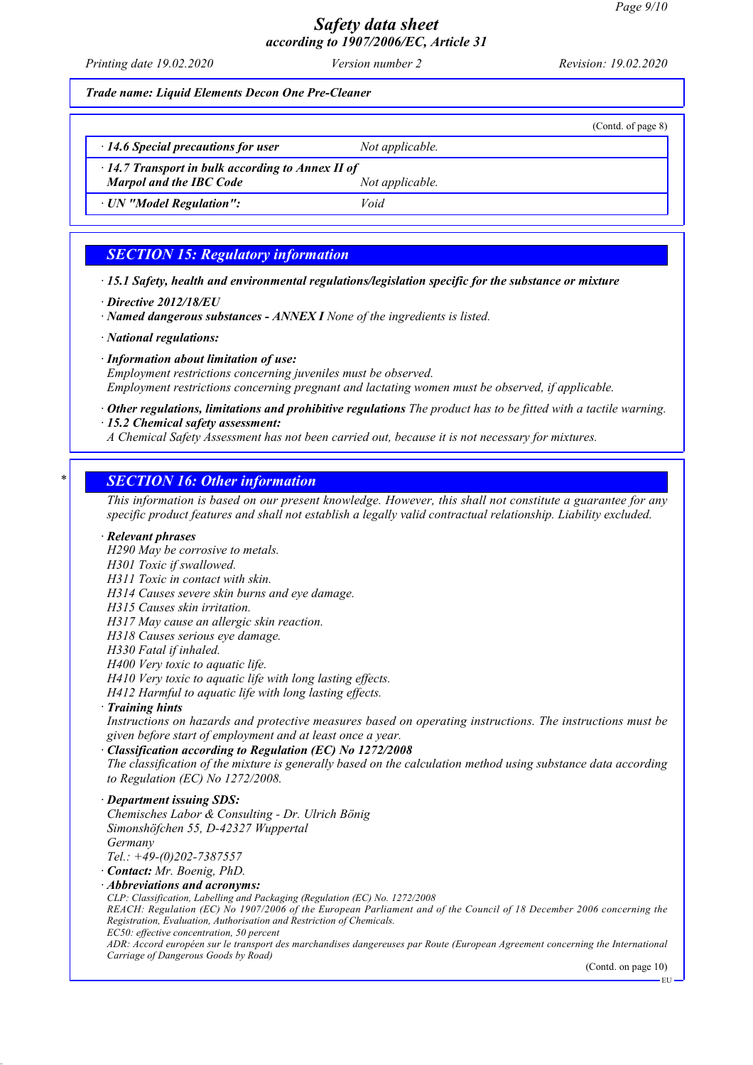*Trade name: Liquid Elements Decon One Pre-Cleaner*

(Contd. of page 8)

| | |
|---|---|
| · **14.6 Special precautions for user** | *Not applicable.* |
| · **14.7 Transport in bulk according to Annex II of Marpol and the IBC Code** | *Not applicable.* |
| · **UN "Model Regulation":** | *Void* |

## SECTION 15: Regulatory information

· **15.1 Safety, health and environmental regulations/legislation specific for the substance or mixture**

· **Directive 2012/18/EU**

· **Named dangerous substances - ANNEX I** None of the ingredients is listed.

· **National regulations:**

· **Information about limitation of use:**
Employment restrictions concerning juveniles must be observed.
Employment restrictions concerning pregnant and lactating women must be observed, if applicable.

· **Other regulations, limitations and prohibitive regulations** The product has to be fitted with a tactile warning.

· **15.2 Chemical safety assessment:**
A Chemical Safety Assessment has not been carried out, because it is not necessary for mixtures.

## * SECTION 16: Other information

This information is based on our present knowledge. However, this shall not constitute a guarantee for any specific product features and shall not establish a legally valid contractual relationship. Liability excluded.

· **Relevant phrases**
H290 May be corrosive to metals.
H301 Toxic if swallowed.
H311 Toxic in contact with skin.
H314 Causes severe skin burns and eye damage.
H315 Causes skin irritation.
H317 May cause an allergic skin reaction.
H318 Causes serious eye damage.
H330 Fatal if inhaled.
H400 Very toxic to aquatic life.
H410 Very toxic to aquatic life with long lasting effects.
H412 Harmful to aquatic life with long lasting effects.

· **Training hints**
Instructions on hazards and protective measures based on operating instructions. The instructions must be given before start of employment and at least once a year.

· **Classification according to Regulation (EC) No 1272/2008**
The classification of the mixture is generally based on the calculation method using substance data according to Regulation (EC) No 1272/2008.

· **Department issuing SDS:**
Chemisches Labor & Consulting - Dr. Ulrich Bönig
Simonshöfchen 55, D-42327 Wuppertal
Germany
Tel.: +49-(0)202-7387557

· **Contact:** Mr. Boenig, PhD.

· **Abbreviations and acronyms:**
CLP: Classification, Labelling and Packaging (Regulation (EC) No. 1272/2008
REACH: Regulation (EC) No 1907/2006 of the European Parliament and of the Council of 18 December 2006 concerning the Registration, Evaluation, Authorisation and Restriction of Chemicals.
EC50: effective concentration, 50 percent
ADR: Accord européen sur le transport des marchandises dangereuses par Route (European Agreement concerning the International Carriage of Dangerous Goods by Road)

(Contd. on page 10)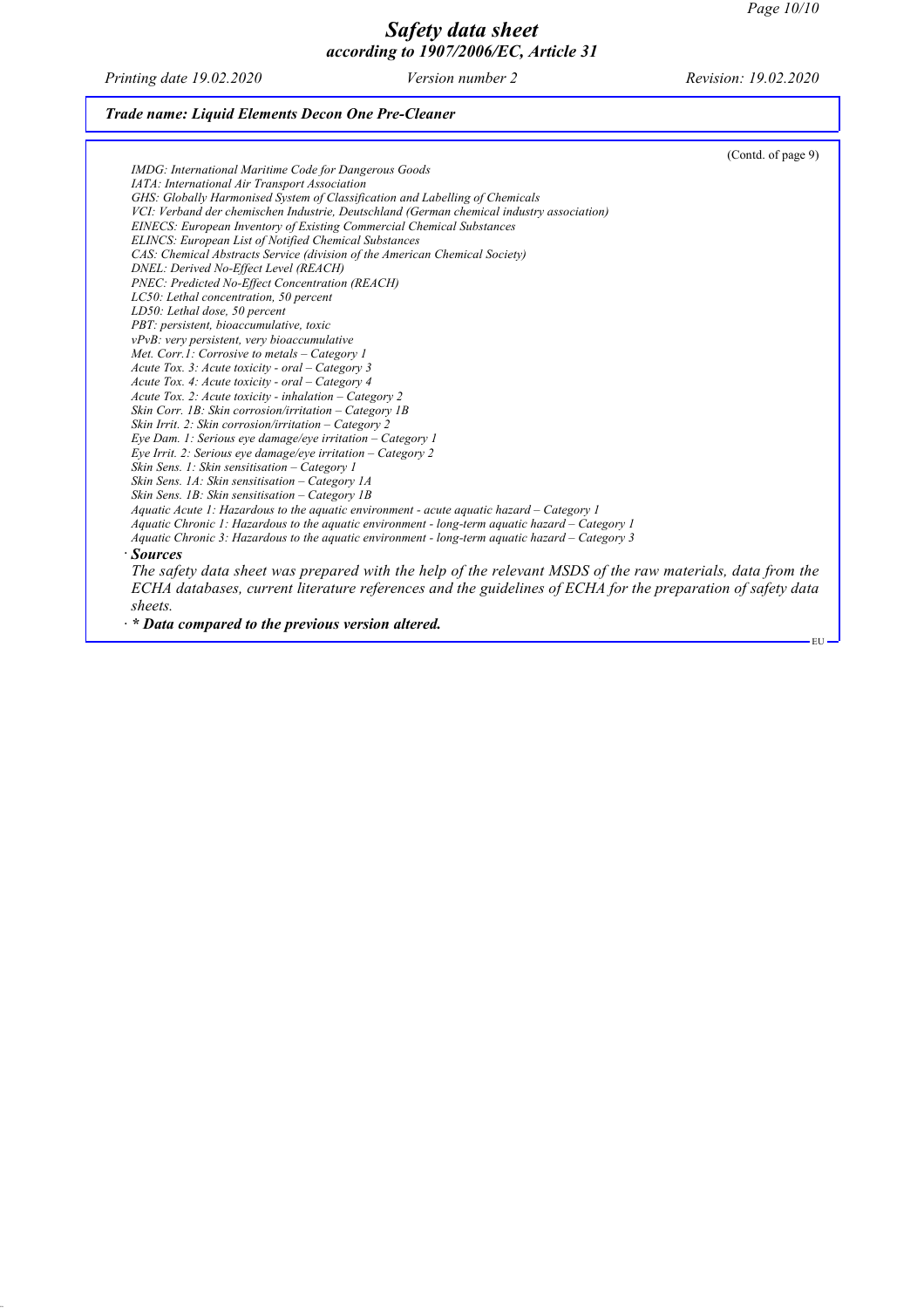*Safety data sheet*
*according to 1907/2006/EC, Article 31*

*Printing date 19.02.2020* *Version number 2* *Revision: 19.02.2020*

***Trade name: Liquid Elements Decon One Pre-Cleaner***

(Contd. of page 9)

*IMDG: International Maritime Code for Dangerous Goods*
*IATA: International Air Transport Association*
*GHS: Globally Harmonised System of Classification and Labelling of Chemicals*
*VCI: Verband der chemischen Industrie, Deutschland (German chemical industry association)*
*EINECS: European Inventory of Existing Commercial Chemical Substances*
*ELINCS: European List of Notified Chemical Substances*
*CAS: Chemical Abstracts Service (division of the American Chemical Society)*
*DNEL: Derived No-Effect Level (REACH)*
*PNEC: Predicted No-Effect Concentration (REACH)*
*LC50: Lethal concentration, 50 percent*
*LD50: Lethal dose, 50 percent*
*PBT: persistent, bioaccumulative, toxic*
*vPvB: very persistent, very bioaccumulative*
*Met. Corr.1: Corrosive to metals – Category 1*
*Acute Tox. 3: Acute toxicity - oral – Category 3*
*Acute Tox. 4: Acute toxicity - oral – Category 4*
*Acute Tox. 2: Acute toxicity - inhalation – Category 2*
*Skin Corr. 1B: Skin corrosion/irritation – Category 1B*
*Skin Irrit. 2: Skin corrosion/irritation – Category 2*
*Eye Dam. 1: Serious eye damage/eye irritation – Category 1*
*Eye Irrit. 2: Serious eye damage/eye irritation – Category 2*
*Skin Sens. 1: Skin sensitisation – Category 1*
*Skin Sens. 1A: Skin sensitisation – Category 1A*
*Skin Sens. 1B: Skin sensitisation – Category 1B*
*Aquatic Acute 1: Hazardous to the aquatic environment - acute aquatic hazard – Category 1*
*Aquatic Chronic 1: Hazardous to the aquatic environment - long-term aquatic hazard – Category 1*
*Aquatic Chronic 3: Hazardous to the aquatic environment - long-term aquatic hazard – Category 3*

*· **Sources***

*The safety data sheet was prepared with the help of the relevant MSDS of the raw materials, data from the ECHA databases, current literature references and the guidelines of ECHA for the preparation of safety data sheets.*

*· **\* Data compared to the previous version altered.***

EU